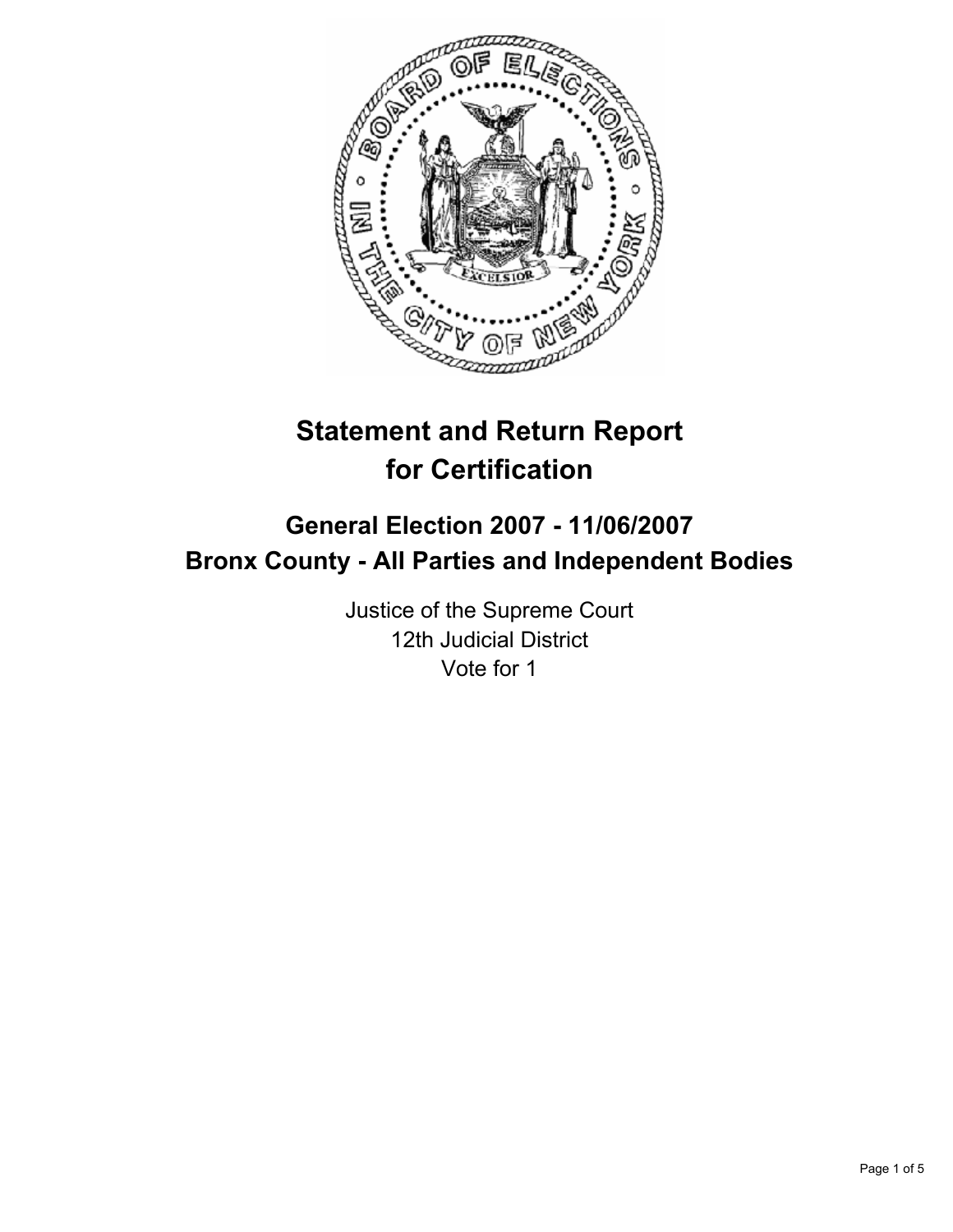# Statement and Return Report for Certification

## General Election 2007 - 11/06/2007
## Bronx County - All Parties and Independent Bodies

Justice of the Supreme Court
12th Judicial District
Vote for 1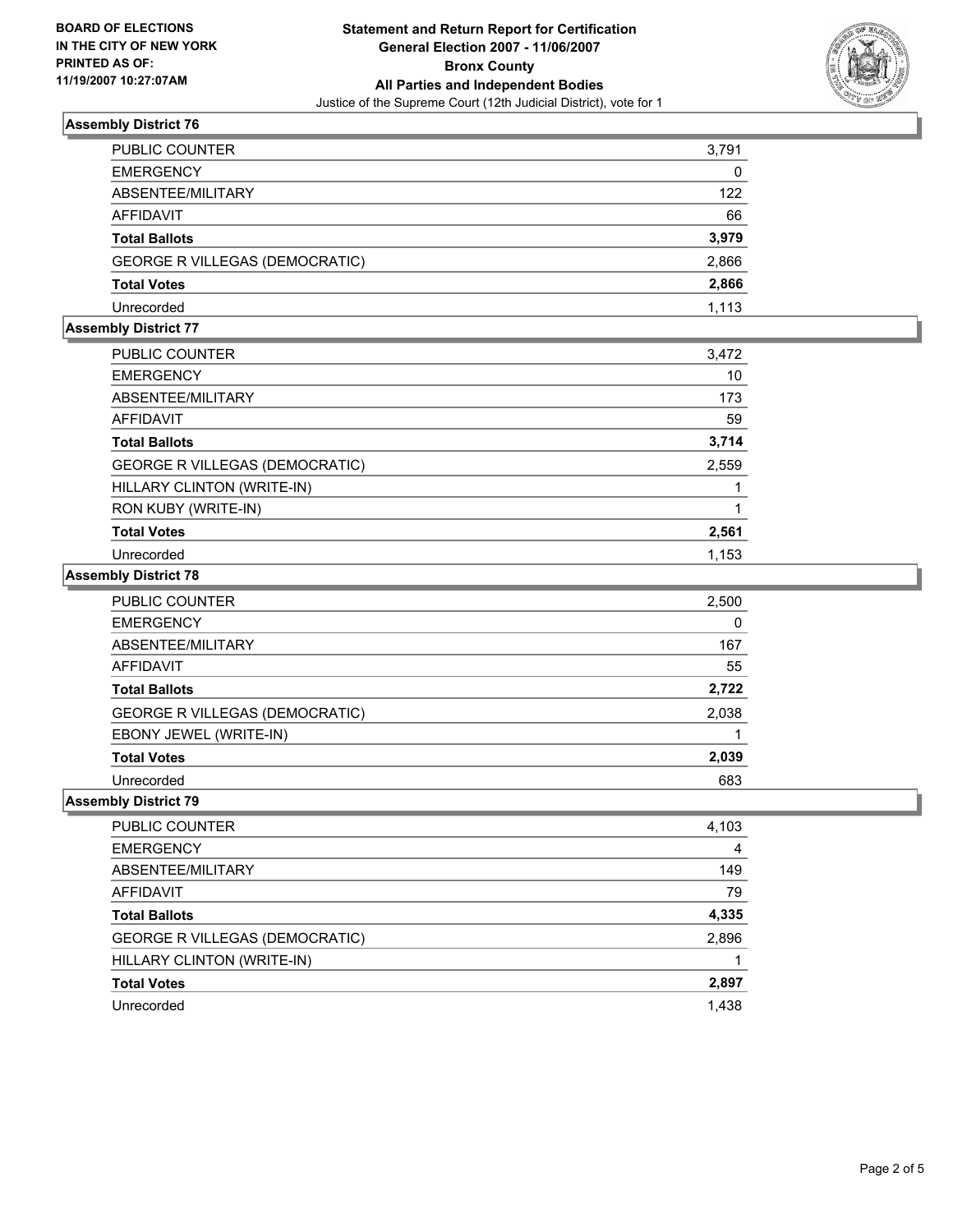**BOARD OF ELECTIONS IN THE CITY OF NEW YORK PRINTED AS OF: 11/19/2007 10:27:07AM**

# Statement and Return Report for Certification
## General Election 2007 - 11/06/2007
## Bronx County
## All Parties and Independent Bodies
Justice of the Supreme Court (12th Judicial District), vote for 1

### Assembly District 76

| | |
|---|---|
| PUBLIC COUNTER | 3,791 |
| EMERGENCY | 0 |
| ABSENTEE/MILITARY | 122 |
| AFFIDAVIT | 66 |
| **Total Ballots** | **3,979** |
| GEORGE R VILLEGAS (DEMOCRATIC) | 2,866 |
| **Total Votes** | **2,866** |
| Unrecorded | 1,113 |

### Assembly District 77

| | |
|---|---|
| PUBLIC COUNTER | 3,472 |
| EMERGENCY | 10 |
| ABSENTEE/MILITARY | 173 |
| AFFIDAVIT | 59 |
| **Total Ballots** | **3,714** |
| GEORGE R VILLEGAS (DEMOCRATIC) | 2,559 |
| HILLARY CLINTON (WRITE-IN) | 1 |
| RON KUBY (WRITE-IN) | 1 |
| **Total Votes** | **2,561** |
| Unrecorded | 1,153 |

### Assembly District 78

| | |
|---|---|
| PUBLIC COUNTER | 2,500 |
| EMERGENCY | 0 |
| ABSENTEE/MILITARY | 167 |
| AFFIDAVIT | 55 |
| **Total Ballots** | **2,722** |
| GEORGE R VILLEGAS (DEMOCRATIC) | 2,038 |
| EBONY JEWEL (WRITE-IN) | 1 |
| **Total Votes** | **2,039** |
| Unrecorded | 683 |

### Assembly District 79

| | |
|---|---|
| PUBLIC COUNTER | 4,103 |
| EMERGENCY | 4 |
| ABSENTEE/MILITARY | 149 |
| AFFIDAVIT | 79 |
| **Total Ballots** | **4,335** |
| GEORGE R VILLEGAS (DEMOCRATIC) | 2,896 |
| HILLARY CLINTON (WRITE-IN) | 1 |
| **Total Votes** | **2,897** |
| Unrecorded | 1,438 |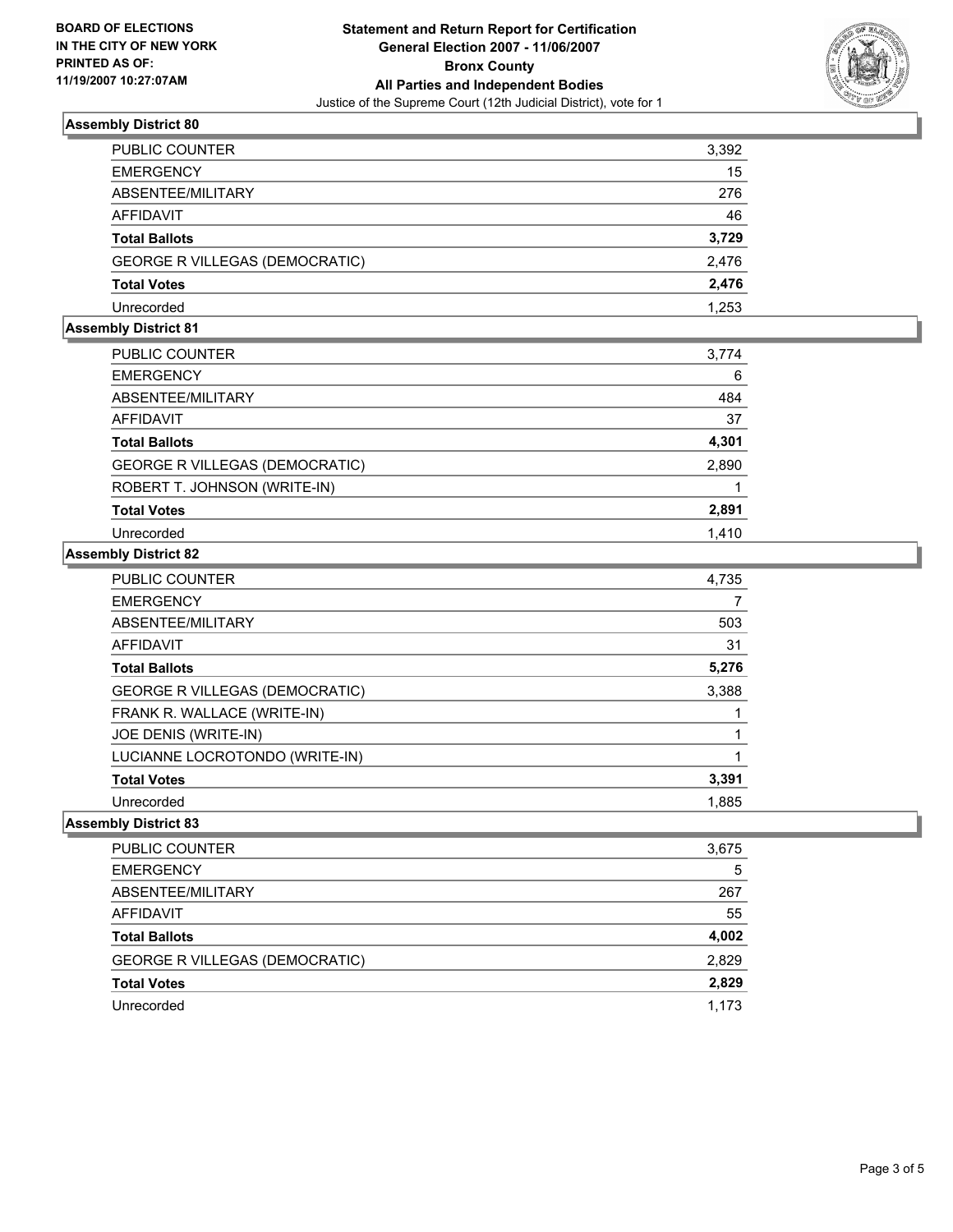**BOARD OF ELECTIONS IN THE CITY OF NEW YORK PRINTED AS OF: 11/19/2007 10:27:07AM**

# Statement and Return Report for Certification
## General Election 2007 - 11/06/2007
## Bronx County
## All Parties and Independent Bodies
Justice of the Supreme Court (12th Judicial District), vote for 1

### Assembly District 80

| | |
|---|---|
| PUBLIC COUNTER | 3,392 |
| EMERGENCY | 15 |
| ABSENTEE/MILITARY | 276 |
| AFFIDAVIT | 46 |
| **Total Ballots** | **3,729** |
| GEORGE R VILLEGAS (DEMOCRATIC) | 2,476 |
| **Total Votes** | **2,476** |
| Unrecorded | 1,253 |

### Assembly District 81

| | |
|---|---|
| PUBLIC COUNTER | 3,774 |
| EMERGENCY | 6 |
| ABSENTEE/MILITARY | 484 |
| AFFIDAVIT | 37 |
| **Total Ballots** | **4,301** |
| GEORGE R VILLEGAS (DEMOCRATIC) | 2,890 |
| ROBERT T. JOHNSON (WRITE-IN) | 1 |
| **Total Votes** | **2,891** |
| Unrecorded | 1,410 |

### Assembly District 82

| | |
|---|---|
| PUBLIC COUNTER | 4,735 |
| EMERGENCY | 7 |
| ABSENTEE/MILITARY | 503 |
| AFFIDAVIT | 31 |
| **Total Ballots** | **5,276** |
| GEORGE R VILLEGAS (DEMOCRATIC) | 3,388 |
| FRANK R. WALLACE (WRITE-IN) | 1 |
| JOE DENIS (WRITE-IN) | 1 |
| LUCIANNE LOCROTONDO (WRITE-IN) | 1 |
| **Total Votes** | **3,391** |
| Unrecorded | 1,885 |

### Assembly District 83

| | |
|---|---|
| PUBLIC COUNTER | 3,675 |
| EMERGENCY | 5 |
| ABSENTEE/MILITARY | 267 |
| AFFIDAVIT | 55 |
| **Total Ballots** | **4,002** |
| GEORGE R VILLEGAS (DEMOCRATIC) | 2,829 |
| **Total Votes** | **2,829** |
| Unrecorded | 1,173 |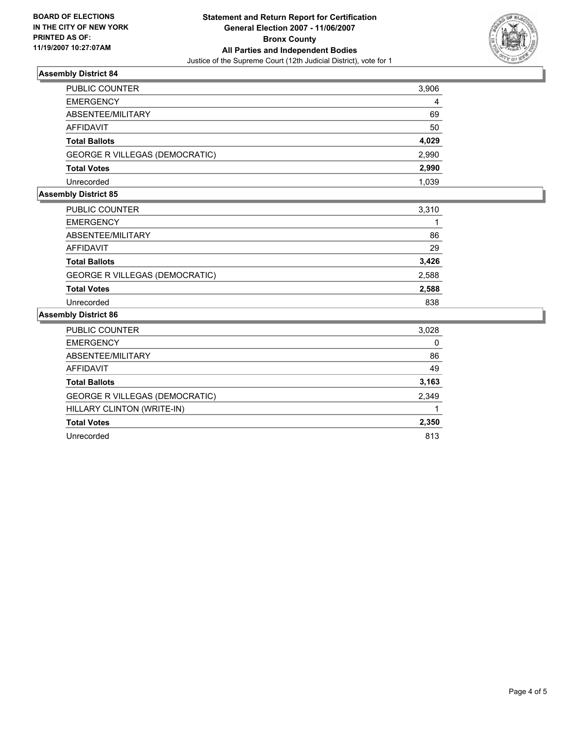**BOARD OF ELECTIONS IN THE CITY OF NEW YORK PRINTED AS OF: 11/19/2007 10:27:07AM**

**Statement and Return Report for Certification General Election 2007 - 11/06/2007 Bronx County All Parties and Independent Bodies**

Justice of the Supreme Court (12th Judicial District), vote for 1

### Assembly District 84

| | |
|---|---|
| PUBLIC COUNTER | 3,906 |
| EMERGENCY | 4 |
| ABSENTEE/MILITARY | 69 |
| AFFIDAVIT | 50 |
| **Total Ballots** | **4,029** |
| GEORGE R VILLEGAS (DEMOCRATIC) | 2,990 |
| **Total Votes** | **2,990** |
| Unrecorded | 1,039 |

### Assembly District 85

| | |
|---|---|
| PUBLIC COUNTER | 3,310 |
| EMERGENCY | 1 |
| ABSENTEE/MILITARY | 86 |
| AFFIDAVIT | 29 |
| **Total Ballots** | **3,426** |
| GEORGE R VILLEGAS (DEMOCRATIC) | 2,588 |
| **Total Votes** | **2,588** |
| Unrecorded | 838 |

### Assembly District 86

| | |
|---|---|
| PUBLIC COUNTER | 3,028 |
| EMERGENCY | 0 |
| ABSENTEE/MILITARY | 86 |
| AFFIDAVIT | 49 |
| **Total Ballots** | **3,163** |
| GEORGE R VILLEGAS (DEMOCRATIC) | 2,349 |
| HILLARY CLINTON (WRITE-IN) | 1 |
| **Total Votes** | **2,350** |
| Unrecorded | 813 |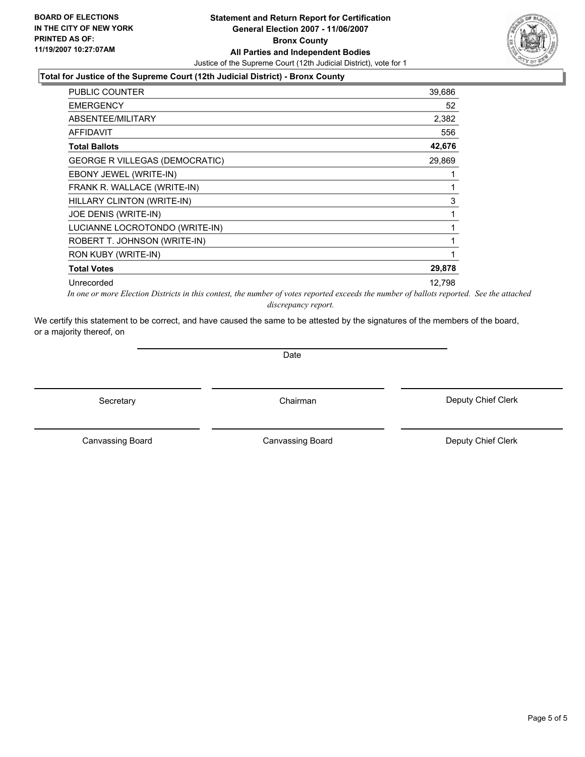**BOARD OF ELECTIONS IN THE CITY OF NEW YORK PRINTED AS OF: 11/19/2007 10:27:07AM**

**Statement and Return Report for Certification**
**General Election 2007 - 11/06/2007**
**Bronx County**
**All Parties and Independent Bodies**
Justice of the Supreme Court (12th Judicial District), vote for 1

### Total for Justice of the Supreme Court (12th Judicial District) - Bronx County

| | |
|---|---|
| PUBLIC COUNTER | 39,686 |
| EMERGENCY | 52 |
| ABSENTEE/MILITARY | 2,382 |
| AFFIDAVIT | 556 |
| **Total Ballots** | **42,676** |
| GEORGE R VILLEGAS (DEMOCRATIC) | 29,869 |
| EBONY JEWEL (WRITE-IN) | 1 |
| FRANK R. WALLACE (WRITE-IN) | 1 |
| HILLARY CLINTON (WRITE-IN) | 3 |
| JOE DENIS (WRITE-IN) | 1 |
| LUCIANNE LOCROTONDO (WRITE-IN) | 1 |
| ROBERT T. JOHNSON (WRITE-IN) | 1 |
| RON KUBY (WRITE-IN) | 1 |
| **Total Votes** | **29,878** |
| Unrecorded | 12,798 |

*In one or more Election Districts in this contest, the number of votes reported exceeds the number of ballots reported. See the attached discrepancy report.*

We certify this statement to be correct, and have caused the same to be attested by the signatures of the members of the board, or a majority thereof, on

Date

Secretary | Chairman | Deputy Chief Clerk

Canvassing Board | Canvassing Board | Deputy Chief Clerk